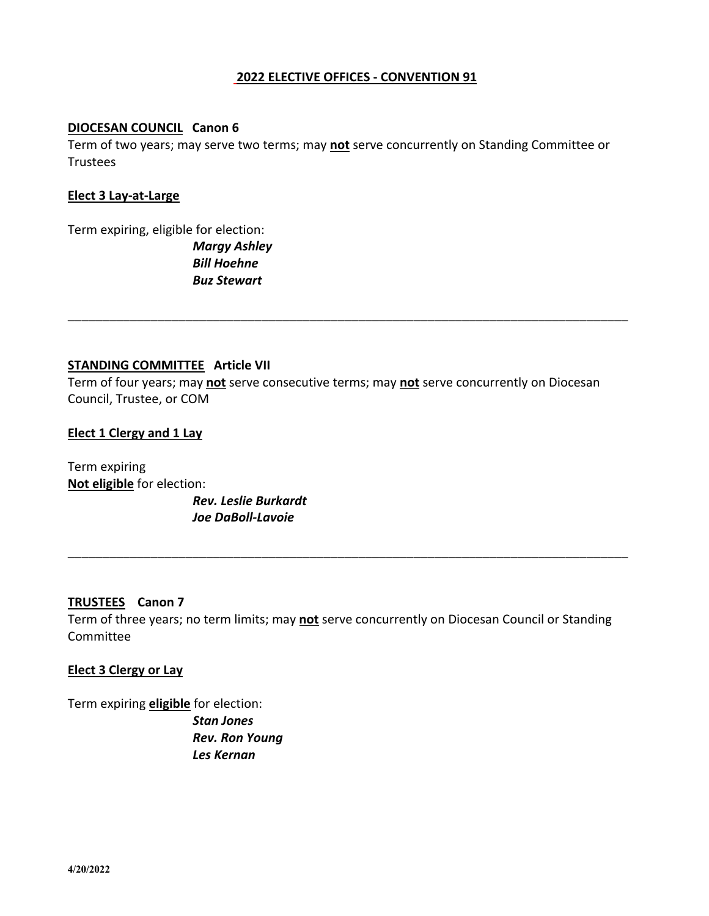# 2022 ELECTIVE OFFICES - CONVENTION 91

## DIOCESAN COUNCIL Canon 6

Term of two years; may serve two terms; may **not** serve concurrently on Standing Committee or Trustees

**Elect 3 Lay-at-Large**

Term expiring, eligible for election:

***Margy Ashley***
***Bill Hoehne***
***Buz Stewart***

---

## STANDING COMMITTEE Article VII

Term of four years; may **not** serve consecutive terms; may **not** serve concurrently on Diocesan Council, Trustee, or COM

**Elect 1 Clergy and 1 Lay**

Term expiring
**Not eligible** for election:

***Rev. Leslie Burkardt***
***Joe DaBoll-Lavoie***

---

## TRUSTEES Canon 7

Term of three years; no term limits; may **not** serve concurrently on Diocesan Council or Standing Committee

**Elect 3 Clergy or Lay**

Term expiring **eligible** for election:

***Stan Jones***
***Rev. Ron Young***
***Les Kernan***

4/20/2022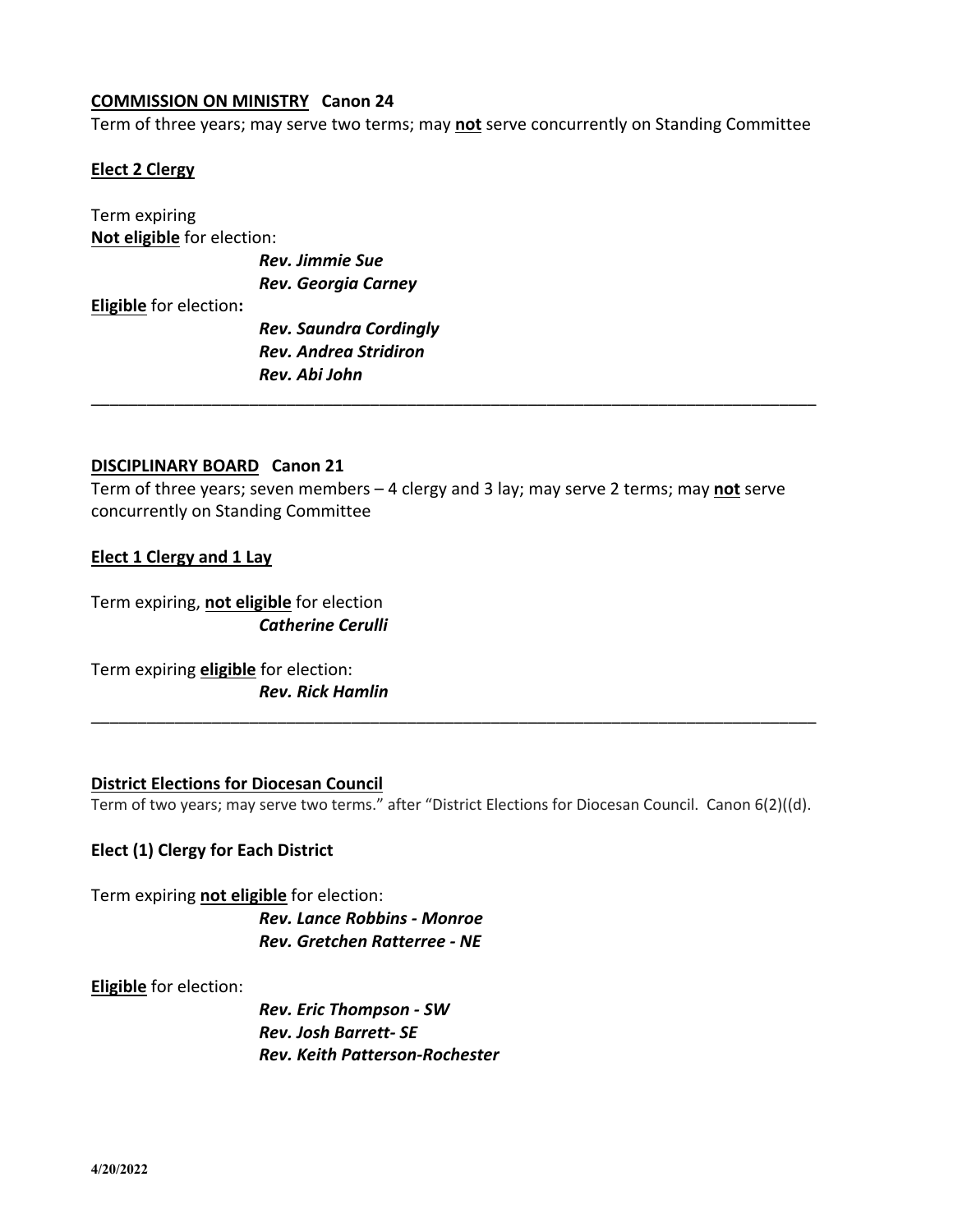**<u>COMMISSION ON MINISTRY</u> Canon 24**

Term of three years; may serve two terms; may **<u>not</u>** serve concurrently on Standing Committee

**<u>Elect 2 Clergy</u>**

Term expiring
**<u>Not eligible</u>** for election:

***Rev. Jimmie Sue***
***Rev. Georgia Carney***

**<u>Eligible</u>** for election**:**

***Rev. Saundra Cordingly***
***Rev. Andrea Stridiron***
***Rev. Abi John***

---

**<u>DISCIPLINARY BOARD</u> Canon 21**

Term of three years; seven members – 4 clergy and 3 lay; may serve 2 terms; may **<u>not</u>** serve concurrently on Standing Committee

**<u>Elect 1 Clergy and 1 Lay</u>**

Term expiring, **<u>not eligible</u>** for election

***Catherine Cerulli***

Term expiring **<u>eligible</u>** for election:

***Rev. Rick Hamlin***

---

**<u>District Elections for Diocesan Council</u>**

Term of two years; may serve two terms." after "District Elections for Diocesan Council. Canon 6(2)((d).

**Elect (1) Clergy for Each District**

Term expiring **<u>not eligible</u>** for election:

***Rev. Lance Robbins - Monroe***
***Rev. Gretchen Ratterree - NE***

**<u>Eligible</u>** for election:

***Rev. Eric Thompson - SW***
***Rev. Josh Barrett- SE***
***Rev. Keith Patterson-Rochester***

**4/20/2022**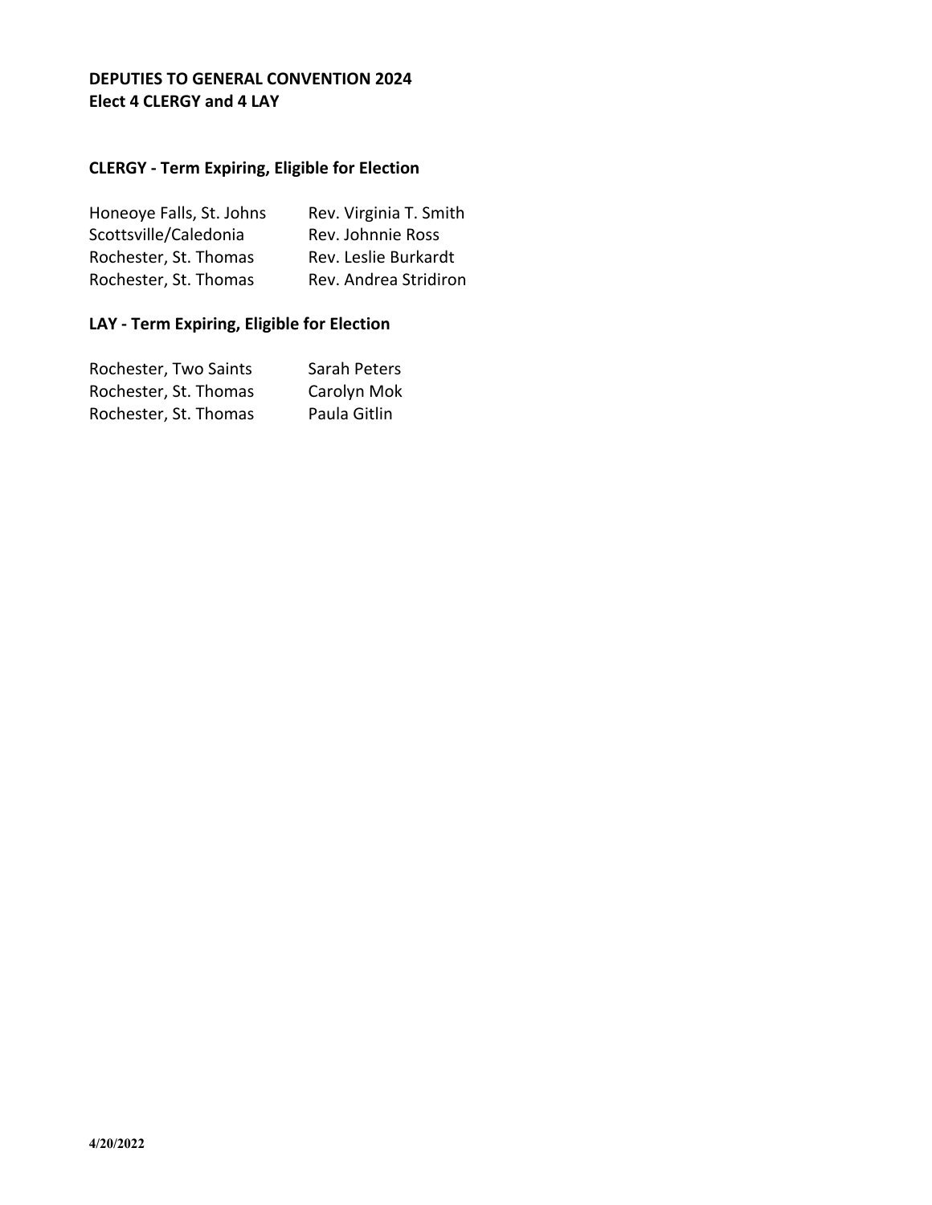**DEPUTIES TO GENERAL CONVENTION 2024**
**Elect 4 CLERGY and 4 LAY**

**CLERGY - Term Expiring, Eligible for Election**

| | |
|---|---|
| Honeoye Falls, St. Johns | Rev. Virginia T. Smith |
| Scottsville/Caledonia | Rev. Johnnie Ross |
| Rochester, St. Thomas | Rev. Leslie Burkardt |
| Rochester, St. Thomas | Rev. Andrea Stridiron |

**LAY - Term Expiring, Eligible for Election**

| | |
|---|---|
| Rochester, Two Saints | Sarah Peters |
| Rochester, St. Thomas | Carolyn Mok |
| Rochester, St. Thomas | Paula Gitlin |

4/20/2022